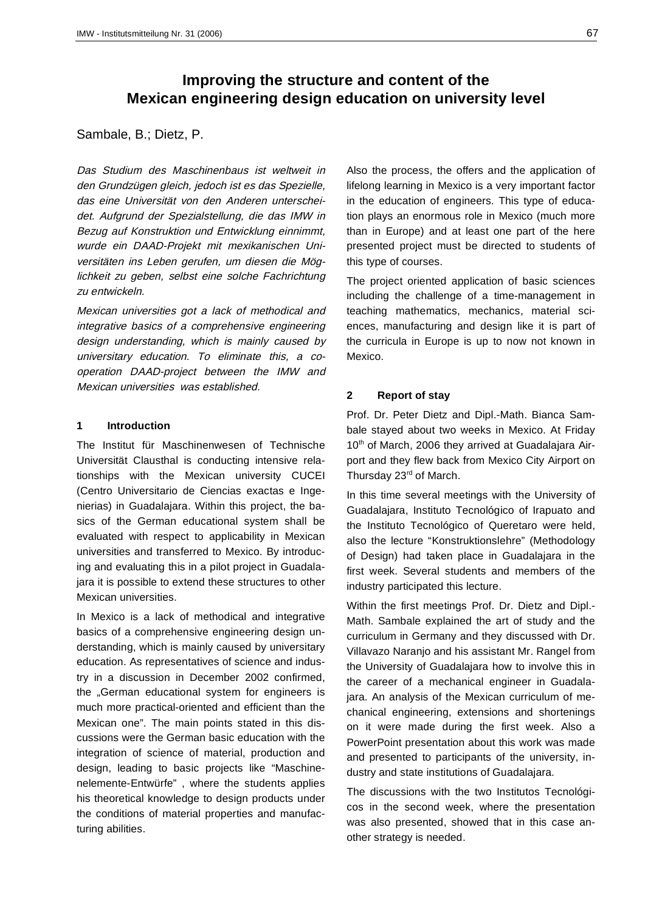# Improving the structure and content of the Mexican engineering design education on university level

Sambale, B.; Dietz, P.

*Das Studium des Maschinenbaus ist weltweit in den Grundzügen gleich, jedoch ist es das Spezielle, das eine Universität von den Anderen unterscheidet. Aufgrund der Spezialstellung, die das IMW in Bezug auf Konstruktion und Entwicklung einnimmt, wurde ein DAAD-Projekt mit mexikanischen Universitäten ins Leben gerufen, um diesen die Möglichkeit zu geben, selbst eine solche Fachrichtung zu entwickeln.*

*Mexican universities got a lack of methodical and integrative basics of a comprehensive engineering design understanding, which is mainly caused by universitary education. To eliminate this, a cooperation DAAD-project between the IMW and Mexican universities was established.*

## 1 Introduction

The Institut für Maschinenwesen of Technische Universität Clausthal is conducting intensive relationships with the Mexican university CUCEI (Centro Universitario de Ciencias exactas e Ingenierias) in Guadalajara. Within this project, the basics of the German educational system shall be evaluated with respect to applicability in Mexican universities and transferred to Mexico. By introducing and evaluating this in a pilot project in Guadalajara it is possible to extend these structures to other Mexican universities.

In Mexico is a lack of methodical and integrative basics of a comprehensive engineering design understanding, which is mainly caused by universitary education. As representatives of science and industry in a discussion in December 2002 confirmed, the „German educational system for engineers is much more practical-oriented and efficient than the Mexican one". The main points stated in this discussions were the German basic education with the integration of science of material, production and design, leading to basic projects like "Maschinenelemente-Entwürfe" , where the students applies his theoretical knowledge to design products under the conditions of material properties and manufacturing abilities.

Also the process, the offers and the application of lifelong learning in Mexico is a very important factor in the education of engineers. This type of education plays an enormous role in Mexico (much more than in Europe) and at least one part of the here presented project must be directed to students of this type of courses.

The project oriented application of basic sciences including the challenge of a time-management in teaching mathematics, mechanics, material sciences, manufacturing and design like it is part of the curricula in Europe is up to now not known in Mexico.

## 2 Report of stay

Prof. Dr. Peter Dietz and Dipl.-Math. Bianca Sambale stayed about two weeks in Mexico. At Friday 10th of March, 2006 they arrived at Guadalajara Airport and they flew back from Mexico City Airport on Thursday 23rd of March.

In this time several meetings with the University of Guadalajara, Instituto Tecnológico of Irapuato and the Instituto Tecnológico of Queretaro were held, also the lecture "Konstruktionslehre" (Methodology of Design) had taken place in Guadalajara in the first week. Several students and members of the industry participated this lecture.

Within the first meetings Prof. Dr. Dietz and Dipl.-Math. Sambale explained the art of study and the curriculum in Germany and they discussed with Dr. Villavazo Naranjo and his assistant Mr. Rangel from the University of Guadalajara how to involve this in the career of a mechanical engineer in Guadalajara. An analysis of the Mexican curriculum of mechanical engineering, extensions and shortenings on it were made during the first week. Also a PowerPoint presentation about this work was made and presented to participants of the university, industry and state institutions of Guadalajara.

The discussions with the two Institutos Tecnológicos in the second week, where the presentation was also presented, showed that in this case another strategy is needed.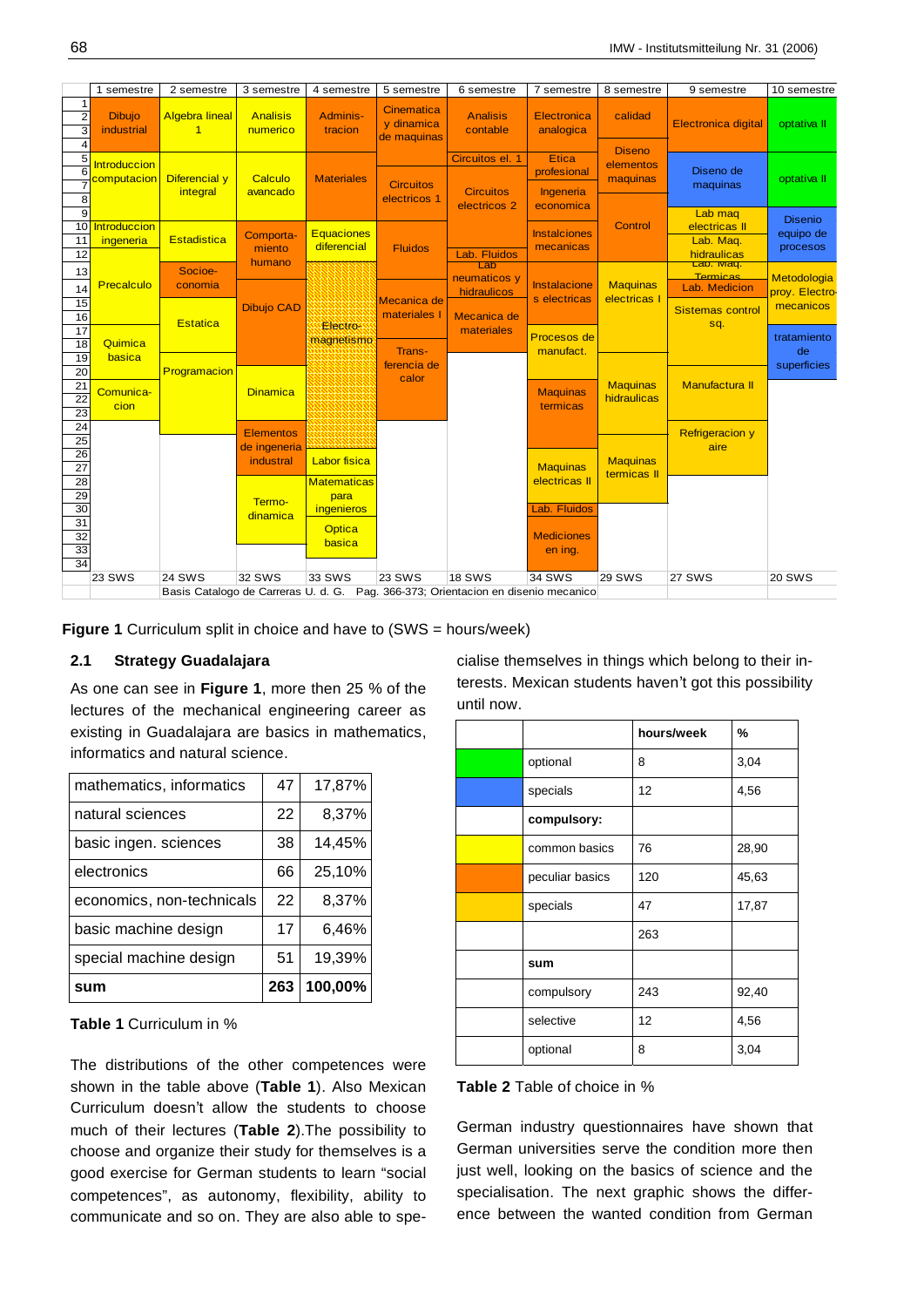| 1 semestre | 2 semestre | 3 semestre | 4 semestre | 5 semestre | 6 semestre | 7 semestre | 8 semestre | 9 semestre | 10 semestre |
|---|---|---|---|---|---|---|---|---|---|
| Dibujo industrial | Algebra lineal 1 | Analisis numerico | Adminis-tracion | Cinematica y dinamica de maquinas | Analisis contable | Electronica analogica | calidad | Electronica digital | optativa II |
| Introduccion computacion | Diferencial y integral | Calculo avancado | Materiales | Circuitos electricos 1 | Circuitos el. 1 | Etica profesional | Diseno elementos maquinas | Diseno de maquinas | optativa II |
| Introduccion ingeneria | Estadistica | Comporta-miento humano | Equaciones diferencial | Fluidos | Circuitos electricos 2 | Ingeneria economica | Control | Lab maq electricas II | Disenio equipo de procesos |
| Precalculo | Socioe-conomia | Dibujo CAD | Electro-magnetismo | Mecanica de materiales I | Lab. Fluidos | Instalciones mecanicas | Maquinas electricas I | Lab. Maq. hidraulicas | Metodologia proy. Electro-mecanicos |
| Quimica basica | Estatica | Dinamica | Labor fisica | Trans-ferencia de calor | Lab neumaticos y hidraulicos | Instalaciones electricas | Maquinas hidraulicas | Lab. Maq. Termicas | tratamiento de superficies |
| Comunica-cion | Programacion | Elementos de ingeneria industrial | Matematicas para ingenieros | | Mecanica de materiales | Procesos de manufact. | Maquinas termicas II | Lab. Medicion | |
| | | Termo-dinamica | Optica basica | | | Maquinas termicas | | Sistemas control sq. | |
| | | | | | | Maquinas electricas II | | Manufactura II | |
| | | | | | | Lab. Fluidos | | Refrigeracion y aire | |
| | | | | | | Mediciones en ing. | | | |
| 23 SWS | 24 SWS | 32 SWS | 33 SWS | 23 SWS | 18 SWS | 34 SWS | 29 SWS | 27 SWS | 20 SWS |

Basis Catalogo de Carreras U. d. G. Pag. 366-373; Orientacion en disenio mecanico

**Figure 1** Curriculum split in choice and have to (SWS = hours/week)

### 2.1 Strategy Guadalajara

As one can see in **Figure 1**, more then 25 % of the lectures of the mechanical engineering career as existing in Guadalajara are basics in mathematics, informatics and natural science.

| | | |
|---|---|---|
| mathematics, informatics | 47 | 17,87% |
| natural sciences | 22 | 8,37% |
| basic ingen. sciences | 38 | 14,45% |
| electronics | 66 | 25,10% |
| economics, non-technicals | 22 | 8,37% |
| basic machine design | 17 | 6,46% |
| special machine design | 51 | 19,39% |
| **sum** | **263** | **100,00%** |

**Table 1** Curriculum in %

The distributions of the other competences were shown in the table above (**Table 1**). Also Mexican Curriculum doesn't allow the students to choose much of their lectures (**Table 2**).The possibility to choose and organize their study for themselves is a good exercise for German students to learn "social competences", as autonomy, flexibility, ability to communicate and so on. They are also able to specialise themselves in things which belong to their interests. Mexican students haven't got this possibility until now.

| | | hours/week | % |
|---|---|---|---|
| (green) | optional | 8 | 3,04 |
| (blue) | specials | 12 | 4,56 |
| | **compulsory:** | | |
| (yellow) | common basics | 76 | 28,90 |
| (orange) | peculiar basics | 120 | 45,63 |
| (gold) | specials | 47 | 17,87 |
| | | 263 | |
| | **sum** | | |
| | compulsory | 243 | 92,40 |
| | selective | 12 | 4,56 |
| | optional | 8 | 3,04 |

**Table 2** Table of choice in %

German industry questionnaires have shown that German universities serve the condition more then just well, looking on the basics of science and the specialisation. The next graphic shows the difference between the wanted condition from German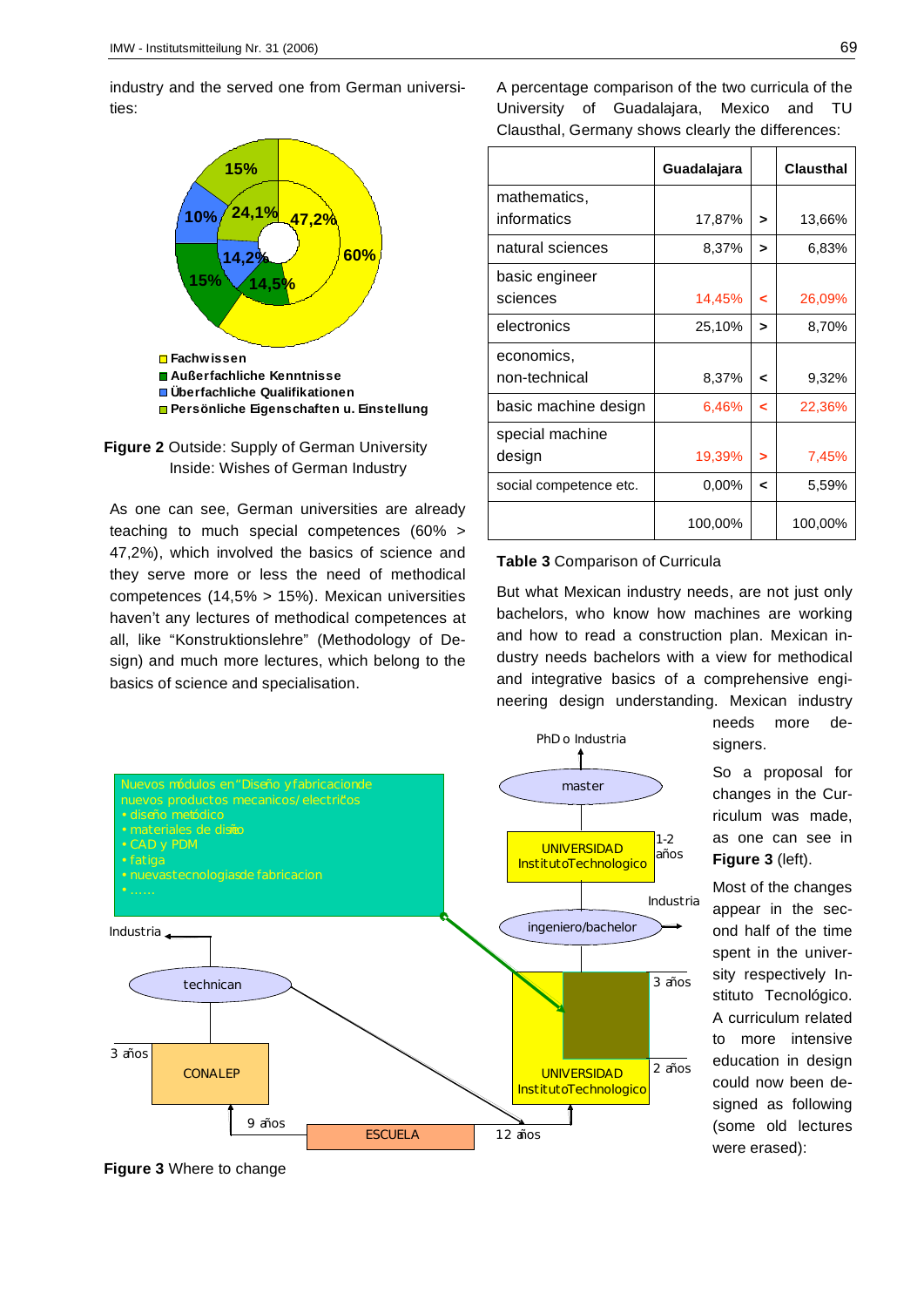industry and the served one from German universities:

**Figure 2** Outside: Supply of German University
Inside: Wishes of German Industry

As one can see, German universities are already teaching to much special competences (60% > 47,2%), which involved the basics of science and they serve more or less the need of methodical competences (14,5% > 15%). Mexican universities haven't any lectures of methodical competences at all, like "Konstruktionslehre" (Methodology of Design) and much more lectures, which belong to the basics of science and specialisation.

**Figure 3** Where to change

A percentage comparison of the two curricula of the University of Guadalajara, Mexico and TU Clausthal, Germany shows clearly the differences:

| | Guadalajara | | Clausthal |
|---|---|---|---|
| mathematics, informatics | 17,87% | > | 13,66% |
| natural sciences | 8,37% | > | 6,83% |
| basic engineer sciences | 14,45% | < | 26,09% |
| electronics | 25,10% | > | 8,70% |
| economics, non-technical | 8,37% | < | 9,32% |
| basic machine design | 6,46% | < | 22,36% |
| special machine design | 19,39% | > | 7,45% |
| social competence etc. | 0,00% | < | 5,59% |
| | 100,00% | | 100,00% |

**Table 3** Comparison of Curricula

But what Mexican industry needs, are not just only bachelors, who know how machines are working and how to read a construction plan. Mexican industry needs bachelors with a view for methodical and integrative basics of a comprehensive engineering design understanding. Mexican industry needs more designers.

So a proposal for changes in the Curriculum was made, as one can see in **Figure 3** (left).

Most of the changes appear in the second half of the time spent in the university respectively Instituto Tecnológico. A curriculum related to more intensive education in design could now been designed as following (some old lectures were erased):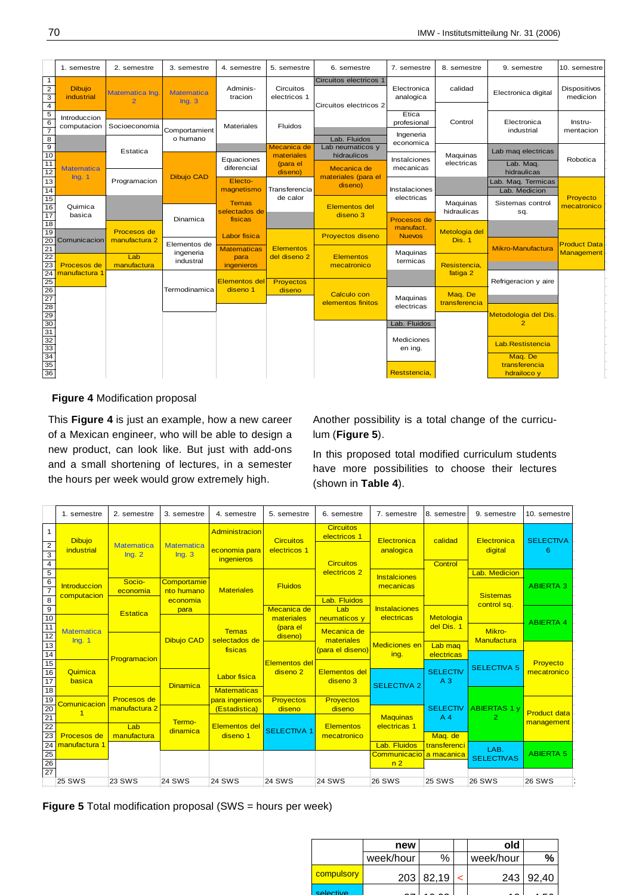| 1. semestre | 2. semestre | 3. semestre | 4. semestre | 5. semestre | 6. semestre | 7. semestre | 8. semestre | 9. semestre | 10. semestre |
|---|---|---|---|---|---|---|---|---|---|
| Dibujo industrial | Matematica Ing. 2 | Matematica Ing. 3 | Adminis-tracion | Circuitos electricos 1 | Circuitos electricos 1 | Electronica analogica | calidad | Electronica digital | Dispositivos medicion |
| Introduccion computacion | Socioeconomia | Comportamiento humano | Materiales | Fluidos | Circuitos electricos 2 | Etica profesional | Control | Electronica industrial | Instru-mentacion |
| Matematica Ing. 1 | Estatica | Dibujo CAD | Equaciones diferencial | Mecanica de materiales (para el diseno) | Lab. Fluidos | Ingeneria economica | Maquinas electricas | Lab maq electricas | Robotica |
| Quimica basica | Programacion | Dinamica | Electo-magnetismo | Transferencia de calor | Lab neumaticos y hidraulicos | Instalciones mecanicas | Maquinas hidraulicas | Lab. Maq. hidraulicas | Proyecto mecatronico |
| Comunicacion | Procesos de manufactura 2 | Elementos de ingeneria industrial | Temas selectados de fisicas | Elementos del diseno 2 | Mecanica de materiales (para el diseno) | Instalaciones electricas | Metologia del Dis. 1 | Lab. Maq. Termicas | Product Data Management |
| Procesos de manufactura 1 | Lab manufactura | Termodinamica | Labor fisica | Proyectos diseno | Elementos del diseno 3 | Procesos de manufact. Nuevos | Resistencia, fatiga 2 | Lab. Medicion | |
| | | | Matematicas para ingenieros | | Proyectos diseno | Maquinas termicas | Maq. De transferencia | Sistemas control sq. | |
| | | | Elementos del diseno 1 | | Elementos mecatronico | Maquinas electricas | | Mikro-Manufactura | |
| | | | | | Calculo con elementos finitos | Lab. Fluidos | | Refrigeracion y aire | |
| | | | | | | Mediciones en ing. | | Metodologia del Dis. 2 | |
| | | | | | | Reststencia, | | Lab.Restistencia | |
| | | | | | | | | Maq. De transferencia hdrailoco y | |

**Figure 4** Modification proposal

This **Figure 4** is just an example, how a new career of a Mexican engineer, who will be able to design a new product, can look like. But just with add-ons and a small shortening of lectures, in a semester the hours per week would grow extremely high.

Another possibility is a total change of the curriculum (**Figure 5**).

In this proposed total modified curriculum students have more possibilities to choose their lectures (shown in **Table 4**).

| 1. semestre | 2. semestre | 3. semestre | 4. semestre | 5. semestre | 6. semestre | 7. semestre | 8. semestre | 9. semestre | 10. semestre |
|---|---|---|---|---|---|---|---|---|---|
| Dibujo industrial | Matematica Ing. 2 | Matematica Ing. 3 | Administracion economia para ingenieros | Circuitos electricos 1 | Circuitos electricos 1 | Electronica analogica | calidad | Electronica digital | SELECTIVA 6 |
| Introduccion computacion | Socio-economia | Comportamiento humano economia para | Materiales | Fluidos | Circuitos electricos 2 | Instalciones mecanicas | Control | Lab. Medicion | ABIERTA 3 |
| Matematica Ing. 1 | Estatica | Dibujo CAD | Temas selectados de fisicas | Mecanica de materiales (para el diseno) | Lab. Fluidos | Instalaciones electricas | Metologia del Dis. 1 | Sistemas control sq. | ABIERTA 4 |
| Quimica basica | Programacion | Dinamica | Labor fisica | Elementos del diseno 2 | Lab neumaticos y | Mediciones en ing. | Lab maq electricas | Mikro-Manufactura | Proyecto mecatronico |
| Comunicacion 1 | Procesos de manufactura 2 | Termo-dinamica | Matematicas para ingenieros (Estadistica) | Proyectos diseno | Mecanica de materiales (para el diseno) | SELECTIVA 2 | SELECTIVA 3 | SELECTIVA 5 | Product data management |
| Procesos de manufactura 1 | Lab manufactura | | Elementos del diseno 1 | SELECTIVA 1 | Elementos del diseno 3 | Maquinas electricas 1 | SELECTIVA 4 | ABIERTAS 1 y 2 | ABIERTA 5 |
| | | | | | Proyectos diseno | Lab. Fluidos | Maq. de transferencia a macanica | LAB. SELECTIVAS | |
| | | | | | Elementos mecatronico | Communicacion 2 | | | |
| 25 SWS | 23 SWS | 24 SWS | 24 SWS | 24 SWS | 24 SWS | 26 SWS | 25 SWS | 26 SWS | 26 SWS |

**Figure 5** Total modification proposal (SWS = hours per week)

| | new | | | old | |
|---|---|---|---|---|---|
| | week/hour | % | | week/hour | % |
| compulsory | 203 | 82,19 | < | 243 | 92,40 |
| selective | 27 | 10,93 | | 12 | 4,56 |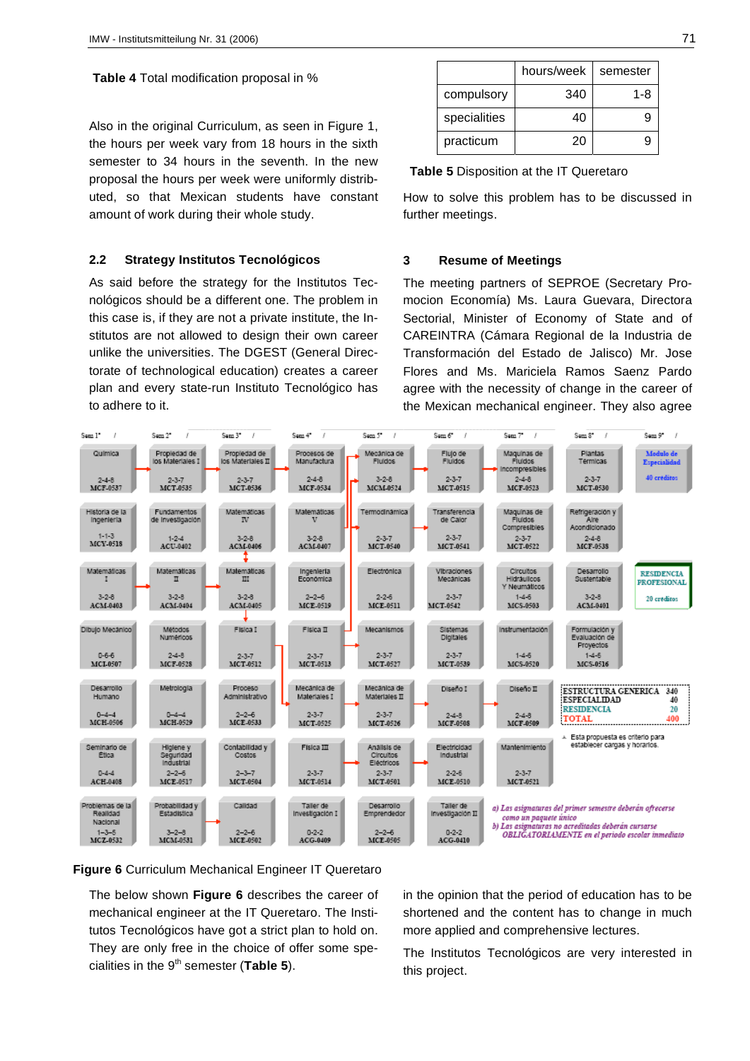**Table 4** Total modification proposal in %

Also in the original Curriculum, as seen in Figure 1, the hours per week vary from 18 hours in the sixth semester to 34 hours in the seventh. In the new proposal the hours per week were uniformly distributed, so that Mexican students have constant amount of work during their whole study.

## 2.2 Strategy Institutos Tecnológicos

As said before the strategy for the Institutos Tecnológicos should be a different one. The problem in this case is, if they are not a private institute, the Institutos are not allowed to design their own career unlike the universities. The DGEST (General Directorate of technological education) creates a career plan and every state-run Instituto Tecnológico has to adhere to it.

| | hours/week | semester |
|---|---|---|
| compulsory | 340 | 1-8 |
| specialities | 40 | 9 |
| practicum | 20 | 9 |

**Table 5** Disposition at the IT Queretaro

How to solve this problem has to be discussed in further meetings.

## 3 Resume of Meetings

The meeting partners of SEPROE (Secretary Promocion Economía) Ms. Laura Guevara, Directora Sectorial, Minister of Economy of State and of CAREINTRA (Cámara Regional de la Industria de Transformación del Estado de Jalisco) Mr. Jose Flores and Ms. Mariciela Ramos Saenz Pardo agree with the necessity of change in the career of the Mexican mechanical engineer. They also agree in the opinion that the period of education has to be shortened and the content has to change in much more applied and comprehensive lectures.

The Institutos Tecnológicos are very interested in this project.

**Figure 6** Curriculum Mechanical Engineer IT Queretaro

The below shown **Figure 6** describes the career of mechanical engineer at the IT Queretaro. The Institutos Tecnológicos have got a strict plan to hold on. They are only free in the choice of offer some specialities in the 9th semester (**Table 5**).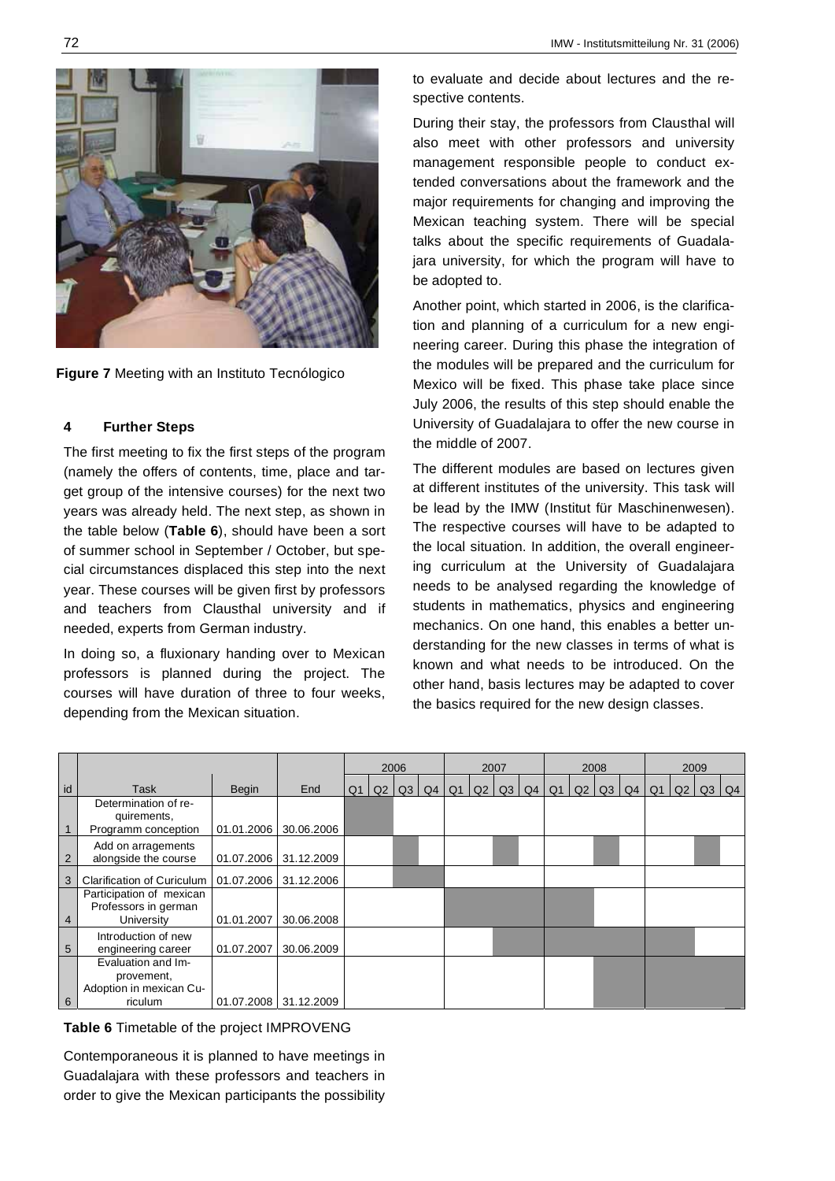**Figure 7** Meeting with an Instituto Tecnólogico

## 4 Further Steps

The first meeting to fix the first steps of the program (namely the offers of contents, time, place and target group of the intensive courses) for the next two years was already held. The next step, as shown in the table below (**Table 6**), should have been a sort of summer school in September / October, but special circumstances displaced this step into the next year. These courses will be given first by professors and teachers from Clausthal university and if needed, experts from German industry.

In doing so, a fluxionary handing over to Mexican professors is planned during the project. The courses will have duration of three to four weeks, depending from the Mexican situation.

| | | | | 2006 | | | | 2007 | | | | 2008 | | | | 2009 | | | |
|---|---|---|---|---|---|---|---|---|---|---|---|---|---|---|---|---|---|---|---|
| id | Task | Begin | End | Q1 | Q2 | Q3 | Q4 | Q1 | Q2 | Q3 | Q4 | Q1 | Q2 | Q3 | Q4 | Q1 | Q2 | Q3 | Q4 |
| 1 | Determination of requirements, Programm conception | 01.01.2006 | 30.06.2006 | | | | | | | | | | | | | | | | |
| 2 | Add on arragements alongside the course | 01.07.2006 | 31.12.2009 | | | | | | | | | | | | | | | | |
| 3 | Clarification of Curiculum | 01.07.2006 | 31.12.2006 | | | | | | | | | | | | | | | | |
| 4 | Participation of mexican Professors in german University | 01.01.2007 | 30.06.2008 | | | | | | | | | | | | | | | | |
| 5 | Introduction of new engineering career | 01.07.2007 | 30.06.2009 | | | | | | | | | | | | | | | | |
| 6 | Evaluation and Improvement, Adoption in mexican Curiculum | 01.07.2008 | 31.12.2009 | | | | | | | | | | | | | | | | |

**Table 6** Timetable of the project IMPROVENG

Contemporaneous it is planned to have meetings in Guadalajara with these professors and teachers in order to give the Mexican participants the possibility to evaluate and decide about lectures and the respective contents.

During their stay, the professors from Clausthal will also meet with other professors and university management responsible people to conduct extended conversations about the framework and the major requirements for changing and improving the Mexican teaching system. There will be special talks about the specific requirements of Guadalajara university, for which the program will have to be adopted to.

Another point, which started in 2006, is the clarification and planning of a curriculum for a new engineering career. During this phase the integration of the modules will be prepared and the curriculum for Mexico will be fixed. This phase take place since July 2006, the results of this step should enable the University of Guadalajara to offer the new course in the middle of 2007.

The different modules are based on lectures given at different institutes of the university. This task will be lead by the IMW (Institut für Maschinenwesen). The respective courses will have to be adapted to the local situation. In addition, the overall engineering curriculum at the University of Guadalajara needs to be analysed regarding the knowledge of students in mathematics, physics and engineering mechanics. On one hand, this enables a better understanding for the new classes in terms of what is known and what needs to be introduced. On the other hand, basis lectures may be adapted to cover the basics required for the new design classes.